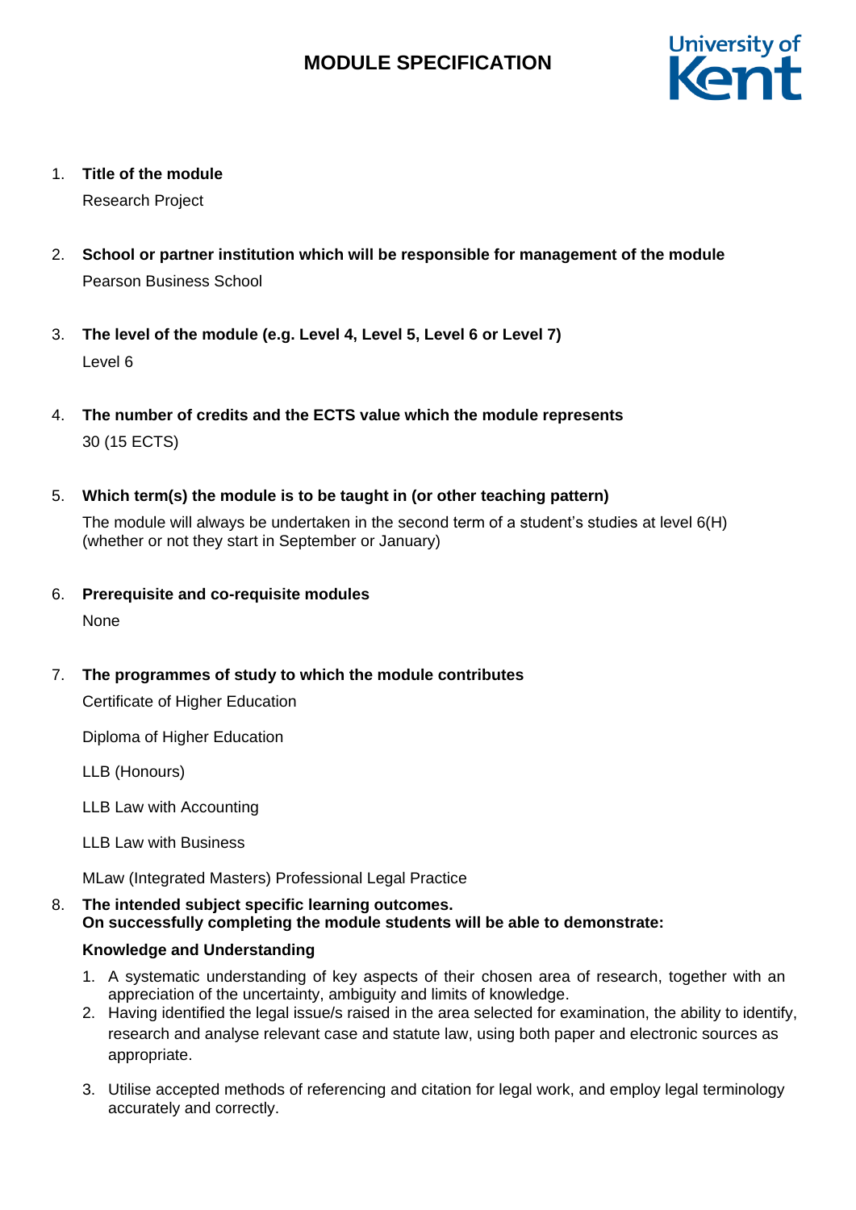# MODULE SPECIFICATION

1. **Title of the module**

   Research Project

2. **School or partner institution which will be responsible for management of the module**

   Pearson Business School

3. **The level of the module (e.g. Level 4, Level 5, Level 6 or Level 7)**

   Level 6

4. **The number of credits and the ECTS value which the module represents**

   30 (15 ECTS)

5. **Which term(s) the module is to be taught in (or other teaching pattern)**

   The module will always be undertaken in the second term of a student's studies at level 6(H) (whether or not they start in September or January)

6. **Prerequisite and co-requisite modules**

   None

7. **The programmes of study to which the module contributes**

   Certificate of Higher Education

   Diploma of Higher Education

   LLB (Honours)

   LLB Law with Accounting

   LLB Law with Business

   MLaw (Integrated Masters) Professional Legal Practice

8. **The intended subject specific learning outcomes. On successfully completing the module students will be able to demonstrate:**

   **Knowledge and Understanding**

   1. A systematic understanding of key aspects of their chosen area of research, together with an appreciation of the uncertainty, ambiguity and limits of knowledge.
   2. Having identified the legal issue/s raised in the area selected for examination, the ability to identify, research and analyse relevant case and statute law, using both paper and electronic sources as appropriate.
   3. Utilise accepted methods of referencing and citation for legal work, and employ legal terminology accurately and correctly.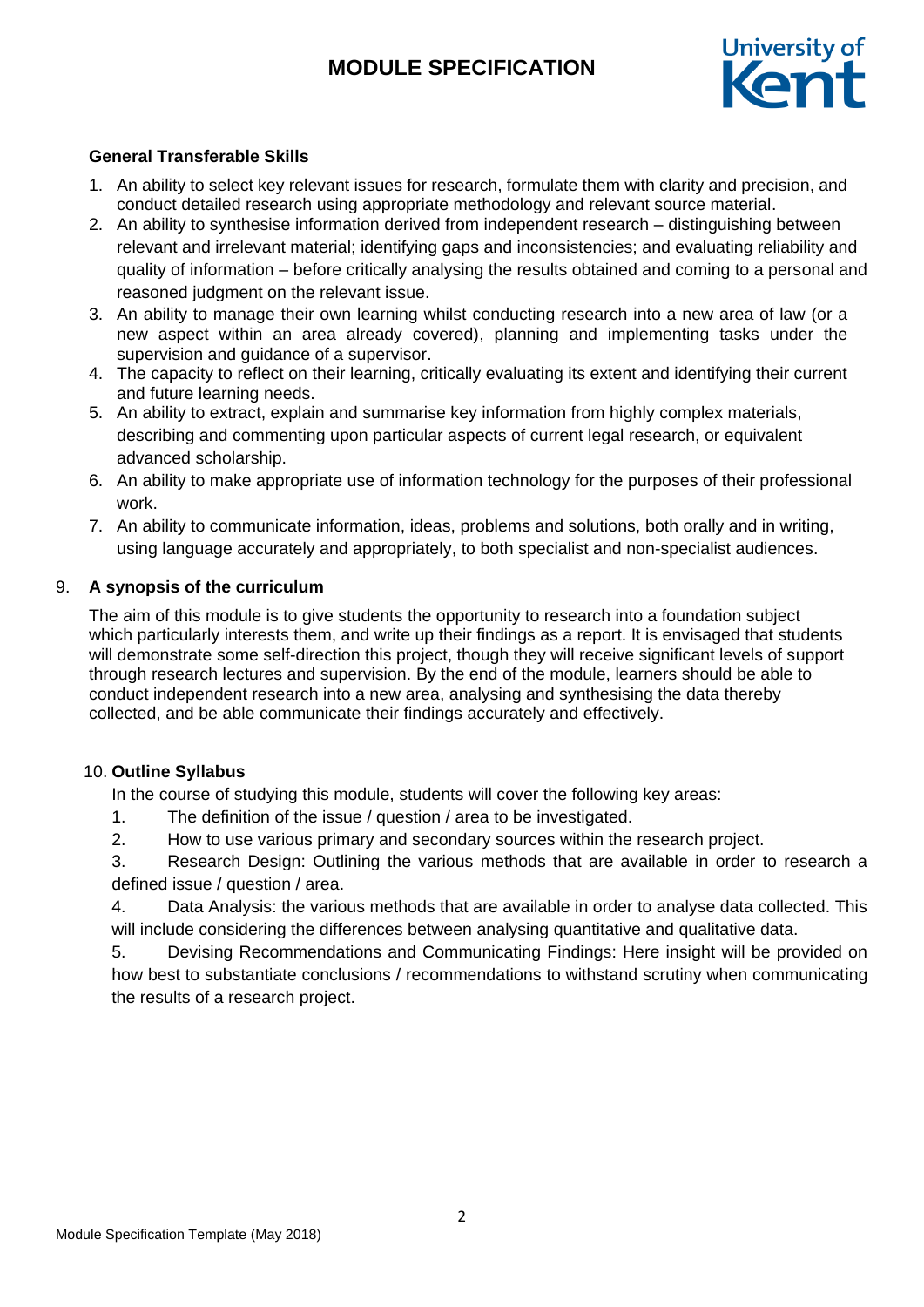**General Transferable Skills**

1. An ability to select key relevant issues for research, formulate them with clarity and precision, and conduct detailed research using appropriate methodology and relevant source material.
2. An ability to synthesise information derived from independent research – distinguishing between relevant and irrelevant material; identifying gaps and inconsistencies; and evaluating reliability and quality of information – before critically analysing the results obtained and coming to a personal and reasoned judgment on the relevant issue.
3. An ability to manage their own learning whilst conducting research into a new area of law (or a new aspect within an area already covered), planning and implementing tasks under the supervision and guidance of a supervisor.
4. The capacity to reflect on their learning, critically evaluating its extent and identifying their current and future learning needs.
5. An ability to extract, explain and summarise key information from highly complex materials, describing and commenting upon particular aspects of current legal research, or equivalent advanced scholarship.
6. An ability to make appropriate use of information technology for the purposes of their professional work.
7. An ability to communicate information, ideas, problems and solutions, both orally and in writing, using language accurately and appropriately, to both specialist and non-specialist audiences.

## 9. A synopsis of the curriculum

The aim of this module is to give students the opportunity to research into a foundation subject which particularly interests them, and write up their findings as a report. It is envisaged that students will demonstrate some self-direction this project, though they will receive significant levels of support through research lectures and supervision. By the end of the module, learners should be able to conduct independent research into a new area, analysing and synthesising the data thereby collected, and be able communicate their findings accurately and effectively.

## 10. Outline Syllabus

In the course of studying this module, students will cover the following key areas:

1. The definition of the issue / question / area to be investigated.
2. How to use various primary and secondary sources within the research project.
3. Research Design: Outlining the various methods that are available in order to research a defined issue / question / area.
4. Data Analysis: the various methods that are available in order to analyse data collected. This will include considering the differences between analysing quantitative and qualitative data.
5. Devising Recommendations and Communicating Findings: Here insight will be provided on how best to substantiate conclusions / recommendations to withstand scrutiny when communicating the results of a research project.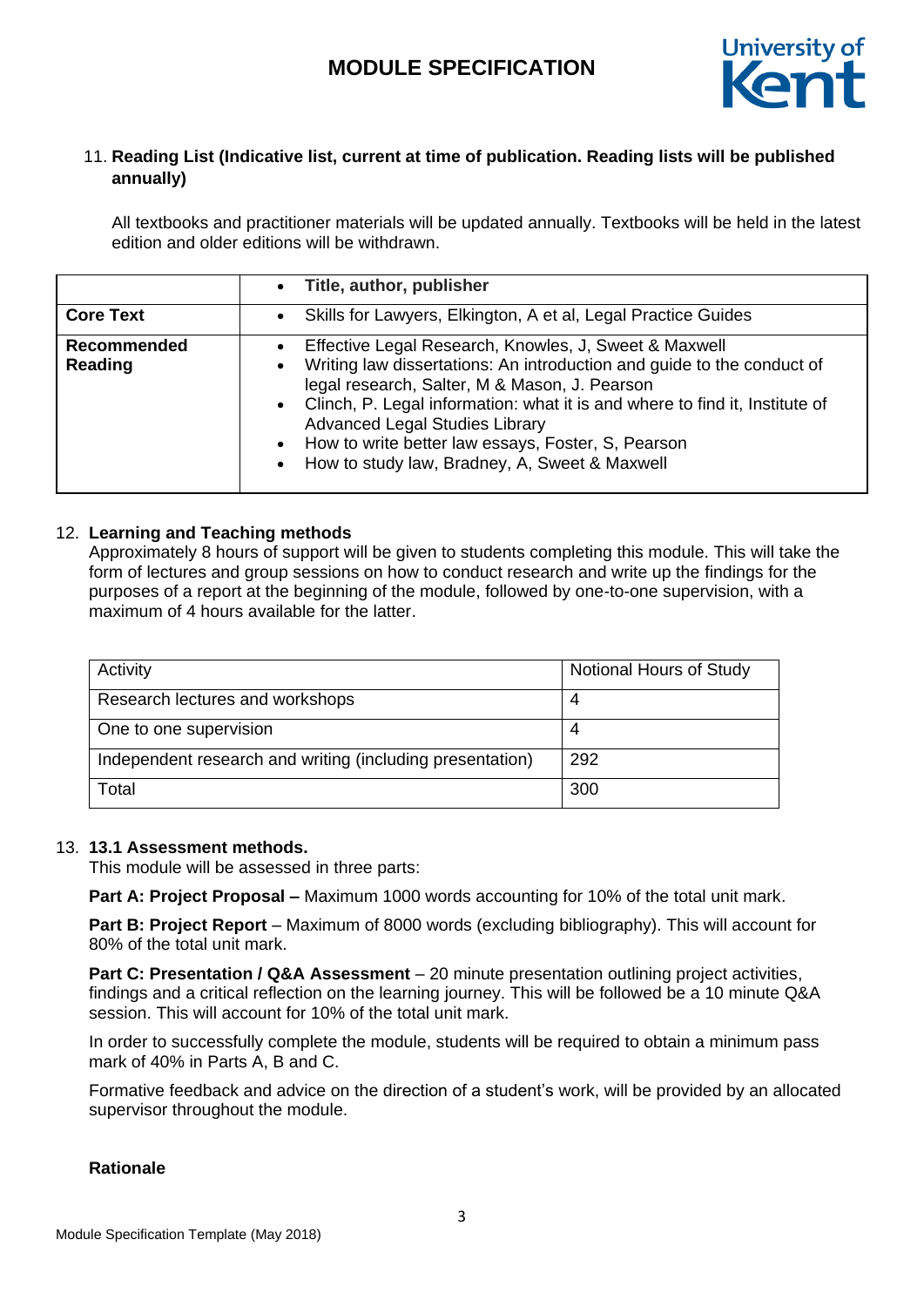11. **Reading List (Indicative list, current at time of publication. Reading lists will be published annually)**

All textbooks and practitioner materials will be updated annually. Textbooks will be held in the latest edition and older editions will be withdrawn.

| | • **Title, author, publisher** |
|---|---|
| **Core Text** | • Skills for Lawyers, Elkington, A et al, Legal Practice Guides |
| **Recommended Reading** | • Effective Legal Research, Knowles, J, Sweet & Maxwell<br>• Writing law dissertations: An introduction and guide to the conduct of legal research, Salter, M & Mason, J. Pearson<br>• Clinch, P. Legal information: what it is and where to find it, Institute of Advanced Legal Studies Library<br>• How to write better law essays, Foster, S, Pearson<br>• How to study law, Bradney, A, Sweet & Maxwell |

12. **Learning and Teaching methods**

Approximately 8 hours of support will be given to students completing this module. This will take the form of lectures and group sessions on how to conduct research and write up the findings for the purposes of a report at the beginning of the module, followed by one-to-one supervision, with a maximum of 4 hours available for the latter.

| Activity | Notional Hours of Study |
|---|---|
| Research lectures and workshops | 4 |
| One to one supervision | 4 |
| Independent research and writing (including presentation) | 292 |
| Total | 300 |

13. **13.1 Assessment methods.**

This module will be assessed in three parts:

**Part A: Project Proposal –** Maximum 1000 words accounting for 10% of the total unit mark.

**Part B: Project Report** – Maximum of 8000 words (excluding bibliography). This will account for 80% of the total unit mark.

**Part C: Presentation / Q&A Assessment** – 20 minute presentation outlining project activities, findings and a critical reflection on the learning journey. This will be followed be a 10 minute Q&A session. This will account for 10% of the total unit mark.

In order to successfully complete the module, students will be required to obtain a minimum pass mark of 40% in Parts A, B and C.

Formative feedback and advice on the direction of a student's work, will be provided by an allocated supervisor throughout the module.

**Rationale**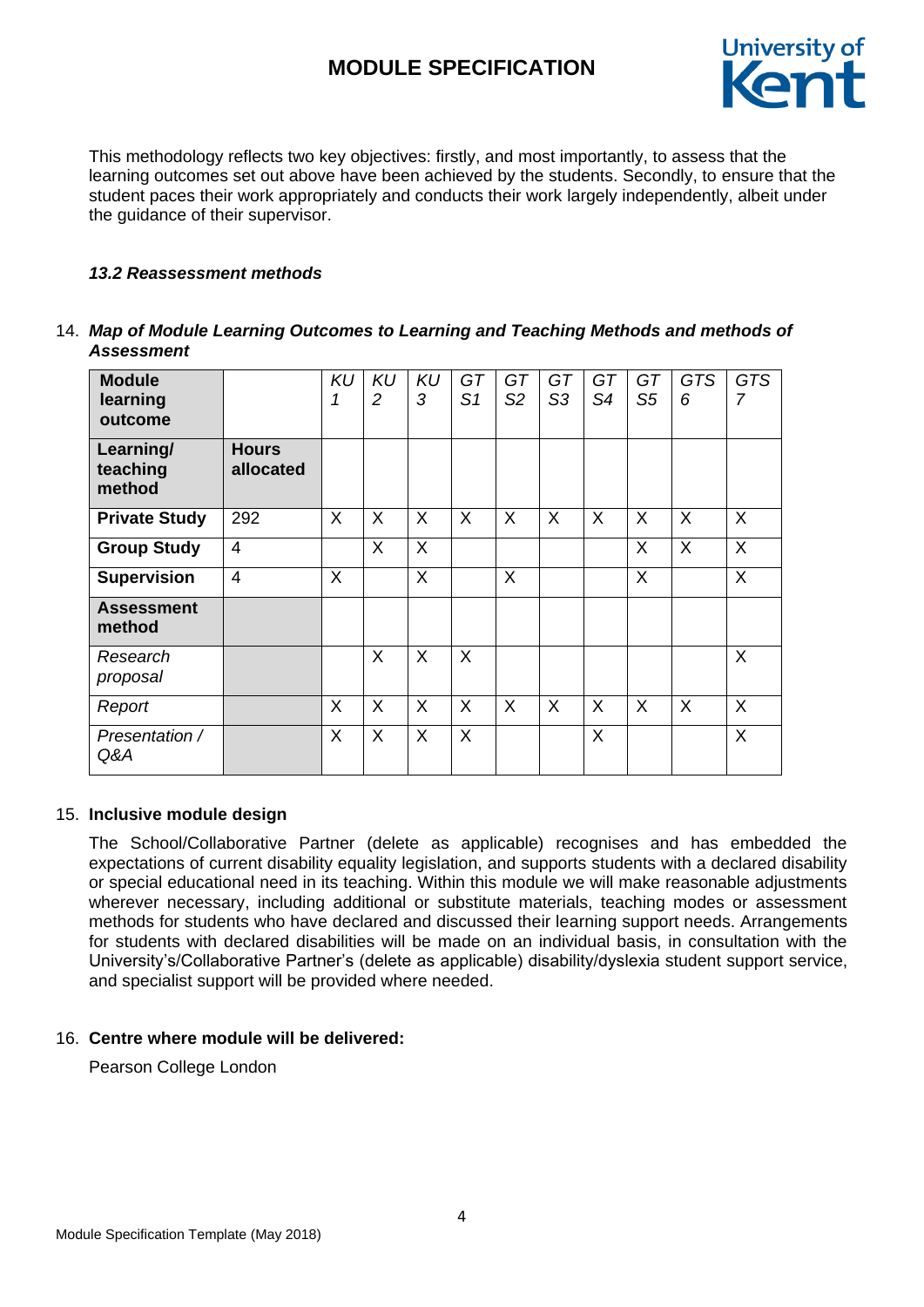This methodology reflects two key objectives: firstly, and most importantly, to assess that the learning outcomes set out above have been achieved by the students. Secondly, to ensure that the student paces their work appropriately and conducts their work largely independently, albeit under the guidance of their supervisor.

### *13.2 Reassessment methods*

14. ***Map of Module Learning Outcomes to Learning and Teaching Methods and methods of Assessment***

| **Module learning outcome** | | *KU 1* | *KU 2* | *KU 3* | *GT S1* | *GT S2* | *GT S3* | *GT S4* | *GT S5* | *GTS 6* | *GTS 7* |
|---|---|---|---|---|---|---|---|---|---|---|---|
| **Learning/ teaching method** | **Hours allocated** | | | | | | | | | | |
| **Private Study** | 292 | X | X | X | X | X | X | X | X | X | X |
| **Group Study** | 4 | | X | X | | | | | X | X | X |
| **Supervision** | 4 | X | | X | | X | | | X | | X |
| **Assessment method** | | | | | | | | | | | |
| *Research proposal* | | | X | X | X | | | | | | X |
| *Report* | | X | X | X | X | X | X | X | X | X | X |
| *Presentation / Q&A* | | X | X | X | X | | | X | | | X |

15. **Inclusive module design**

The School/Collaborative Partner (delete as applicable) recognises and has embedded the expectations of current disability equality legislation, and supports students with a declared disability or special educational need in its teaching. Within this module we will make reasonable adjustments wherever necessary, including additional or substitute materials, teaching modes or assessment methods for students who have declared and discussed their learning support needs. Arrangements for students with declared disabilities will be made on an individual basis, in consultation with the University's/Collaborative Partner's (delete as applicable) disability/dyslexia student support service, and specialist support will be provided where needed.

16. **Centre where module will be delivered:**

Pearson College London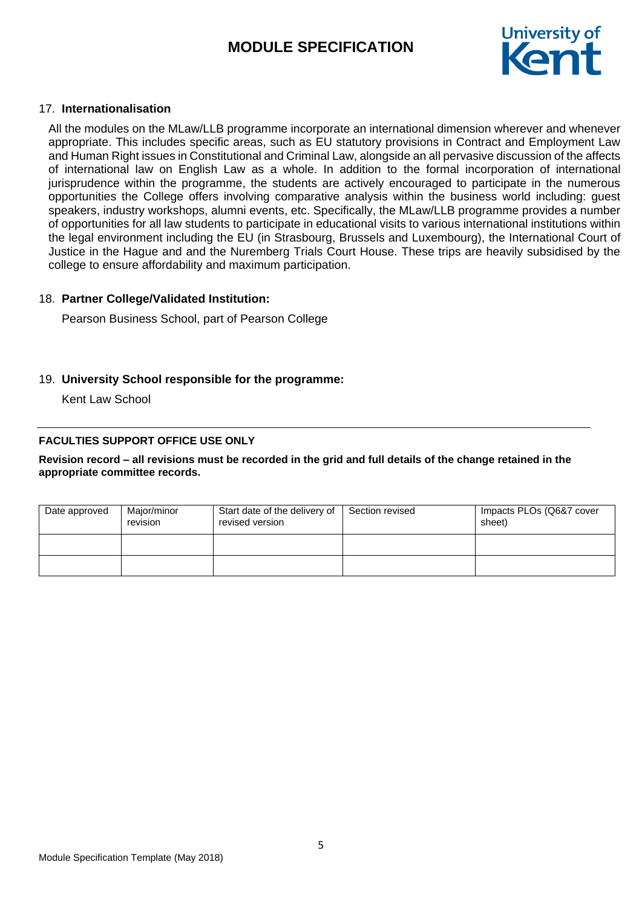17. **Internationalisation**

All the modules on the MLaw/LLB programme incorporate an international dimension wherever and whenever appropriate. This includes specific areas, such as EU statutory provisions in Contract and Employment Law and Human Right issues in Constitutional and Criminal Law, alongside an all pervasive discussion of the affects of international law on English Law as a whole. In addition to the formal incorporation of international jurisprudence within the programme, the students are actively encouraged to participate in the numerous opportunities the College offers involving comparative analysis within the business world including: guest speakers, industry workshops, alumni events, etc. Specifically, the MLaw/LLB programme provides a number of opportunities for all law students to participate in educational visits to various international institutions within the legal environment including the EU (in Strasbourg, Brussels and Luxembourg), the International Court of Justice in the Hague and and the Nuremberg Trials Court House. These trips are heavily subsidised by the college to ensure affordability and maximum participation.

18. **Partner College/Validated Institution:**

Pearson Business School, part of Pearson College

19. **University School responsible for the programme:**

Kent Law School

---

**FACULTIES SUPPORT OFFICE USE ONLY**

**Revision record – all revisions must be recorded in the grid and full details of the change retained in the appropriate committee records.**

| Date approved | Major/minor revision | Start date of the delivery of revised version | Section revised | Impacts PLOs (Q6&7 cover sheet) |
|---|---|---|---|---|
| | | | | |
| | | | | |